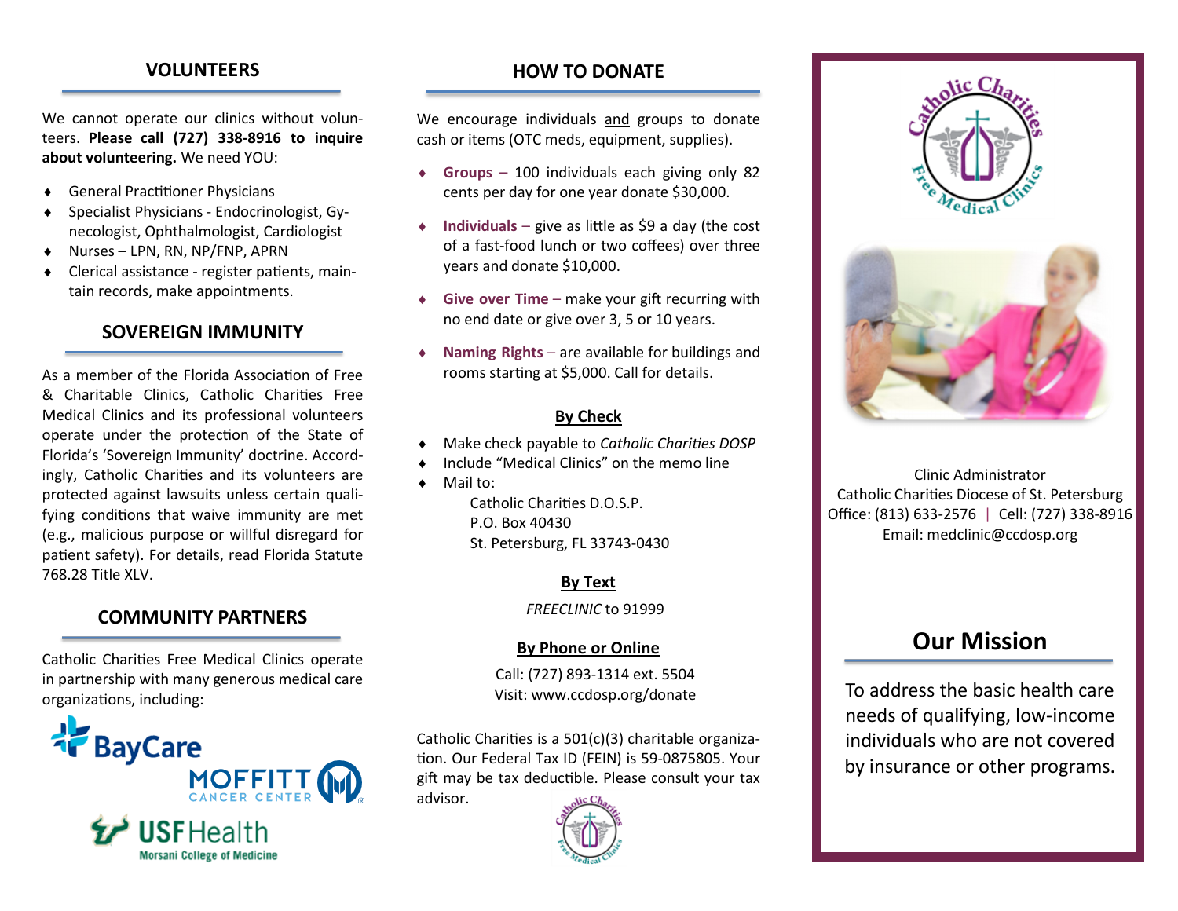## VOLUNTEERS

We cannot operate our clinics without volunteers. **Please call (727) 338-8916 to inquire about volunteering.** We need YOU:

- General Practitioner Physicians
- Specialist Physicians - Endocrinologist, Gynecologist, Ophthalmologist, Cardiologist
- Nurses – LPN, RN, NP/FNP, APRN
- Clerical assistance - register patients, maintain records, make appointments.

## SOVEREIGN IMMUNITY

As a member of the Florida Association of Free & Charitable Clinics, Catholic Charities Free Medical Clinics and its professional volunteers operate under the protection of the State of Florida's 'Sovereign Immunity' doctrine. Accordingly, Catholic Charities and its volunteers are protected against lawsuits unless certain qualifying conditions that waive immunity are met (e.g., malicious purpose or willful disregard for patient safety). For details, read Florida Statute 768.28 Title XLV.

## COMMUNITY PARTNERS

Catholic Charities Free Medical Clinics operate in partnership with many generous medical care organizations, including:

BayCare

MOFFITT CANCER CENTER

USF Health Morsani College of Medicine

## HOW TO DONATE

We encourage individuals and groups to donate cash or items (OTC meds, equipment, supplies).

- **Groups** – 100 individuals each giving only 82 cents per day for one year donate $30,000.
- **Individuals** – give as little as $9 a day (the cost of a fast-food lunch or two coffees) over three years and donate $10,000.
- **Give over Time** – make your gift recurring with no end date or give over 3, 5 or 10 years.
- **Naming Rights** – are available for buildings and rooms starting at $5,000. Call for details.

**By Check**

- Make check payable to *Catholic Charities DOSP*
- Include "Medical Clinics" on the memo line
- Mail to:
  Catholic Charities D.O.S.P.
  P.O. Box 40430
  St. Petersburg, FL 33743-0430

**By Text**

*FREECLINIC* to 91999

**By Phone or Online**

Call: (727) 893-1314 ext. 5504
Visit: www.ccdosp.org/donate

Catholic Charities is a 501(c)(3) charitable organization. Our Federal Tax ID (FEIN) is 59-0875805. Your gift may be tax deductible. Please consult your tax advisor.

Catholic Charities Free Medical Clinics

Clinic Administrator
Catholic Charities Diocese of St. Petersburg
Office: (813) 633-2576 | Cell: (727) 338-8916
Email: medclinic@ccdosp.org

## Our Mission

To address the basic health care needs of qualifying, low-income individuals who are not covered by insurance or other programs.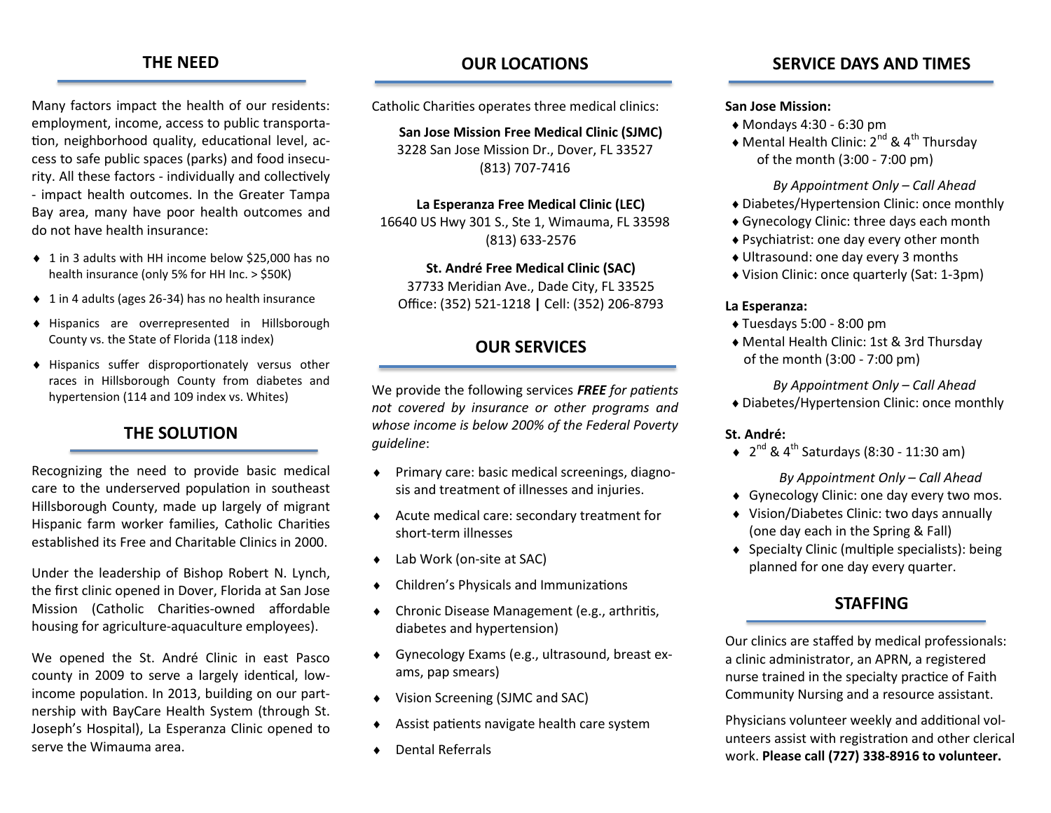## THE NEED

Many factors impact the health of our residents: employment, income, access to public transportation, neighborhood quality, educational level, access to safe public spaces (parks) and food insecurity. All these factors - individually and collectively - impact health outcomes. In the Greater Tampa Bay area, many have poor health outcomes and do not have health insurance:

- 1 in 3 adults with HH income below $25,000 has no health insurance (only 5% for HH Inc. > $50K)
- 1 in 4 adults (ages 26-34) has no health insurance
- Hispanics are overrepresented in Hillsborough County vs. the State of Florida (118 index)
- Hispanics suffer disproportionately versus other races in Hillsborough County from diabetes and hypertension (114 and 109 index vs. Whites)

## THE SOLUTION

Recognizing the need to provide basic medical care to the underserved population in southeast Hillsborough County, made up largely of migrant Hispanic farm worker families, Catholic Charities established its Free and Charitable Clinics in 2000.

Under the leadership of Bishop Robert N. Lynch, the first clinic opened in Dover, Florida at San Jose Mission (Catholic Charities-owned affordable housing for agriculture-aquaculture employees).

We opened the St. André Clinic in east Pasco county in 2009 to serve a largely identical, low-income population. In 2013, building on our partnership with BayCare Health System (through St. Joseph's Hospital), La Esperanza Clinic opened to serve the Wimauma area.

## OUR LOCATIONS

Catholic Charities operates three medical clinics:

**San Jose Mission Free Medical Clinic (SJMC)**
3228 San Jose Mission Dr., Dover, FL 33527
(813) 707-7416

**La Esperanza Free Medical Clinic (LEC)**
16640 US Hwy 301 S., Ste 1, Wimauma, FL 33598
(813) 633-2576

**St. André Free Medical Clinic (SAC)**
37733 Meridian Ave., Dade City, FL 33525
Office: (352) 521-1218 **|** Cell: (352) 206-8793

## OUR SERVICES

We provide the following services ***FREE*** *for patients not covered by insurance or other programs and whose income is below 200% of the Federal Poverty guideline*:

- Primary care: basic medical screenings, diagnosis and treatment of illnesses and injuries.
- Acute medical care: secondary treatment for short-term illnesses
- Lab Work (on-site at SAC)
- Children's Physicals and Immunizations
- Chronic Disease Management (e.g., arthritis, diabetes and hypertension)
- Gynecology Exams (e.g., ultrasound, breast exams, pap smears)
- Vision Screening (SJMC and SAC)
- Assist patients navigate health care system
- Dental Referrals

## SERVICE DAYS AND TIMES

**San Jose Mission:**

- Mondays 4:30 - 6:30 pm
- Mental Health Clinic: 2nd & 4th Thursday of the month (3:00 - 7:00 pm)

*By Appointment Only – Call Ahead*

- Diabetes/Hypertension Clinic: once monthly
- Gynecology Clinic: three days each month
- Psychiatrist: one day every other month
- Ultrasound: one day every 3 months
- Vision Clinic: once quarterly (Sat: 1-3pm)

**La Esperanza:**

- Tuesdays 5:00 - 8:00 pm
- Mental Health Clinic: 1st & 3rd Thursday of the month (3:00 - 7:00 pm)

*By Appointment Only – Call Ahead*

- Diabetes/Hypertension Clinic: once monthly

**St. André:**

- 2nd & 4th Saturdays (8:30 - 11:30 am)

*By Appointment Only – Call Ahead*

- Gynecology Clinic: one day every two mos.
- Vision/Diabetes Clinic: two days annually (one day each in the Spring & Fall)
- Specialty Clinic (multiple specialists): being planned for one day every quarter.

## STAFFING

Our clinics are staffed by medical professionals: a clinic administrator, an APRN, a registered nurse trained in the specialty practice of Faith Community Nursing and a resource assistant.

Physicians volunteer weekly and additional volunteers assist with registration and other clerical work. **Please call (727) 338-8916 to volunteer.**